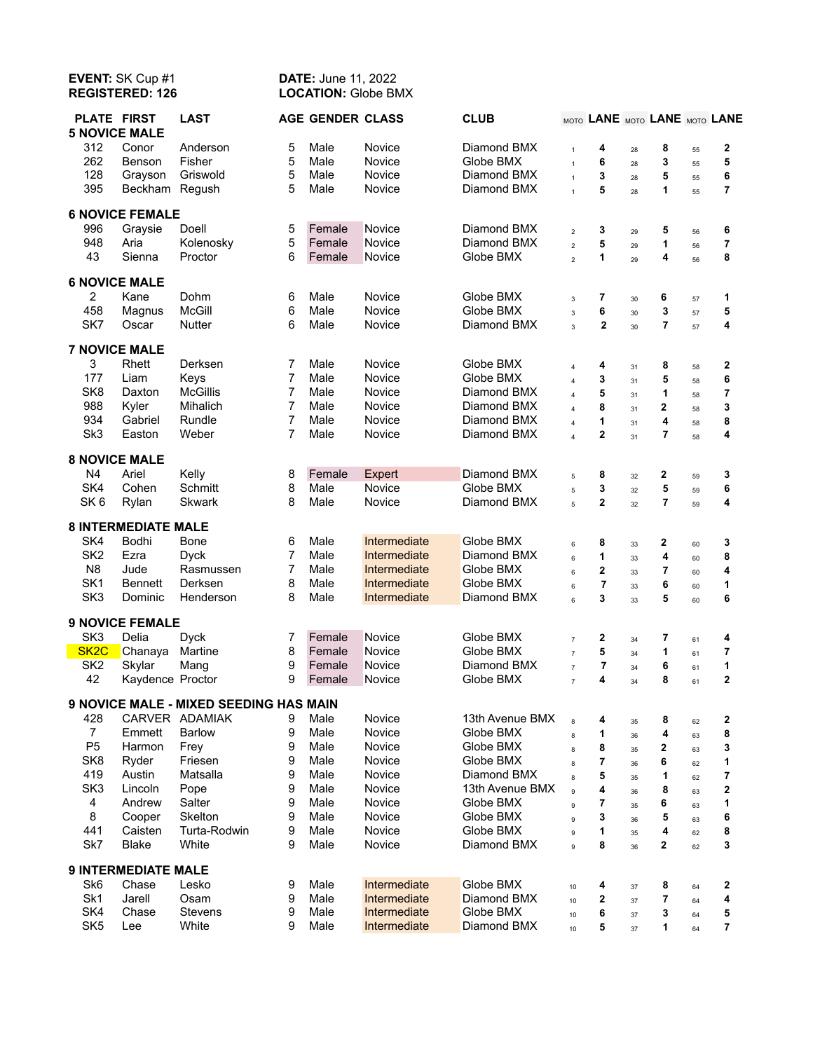**EVENT:** SK Cup #1  **DATE:** June 11, 2022
**REGISTERED:** 126  **LOCATION:** Globe BMX

| PLATE | FIRST | LAST | AGE | GENDER | CLASS | CLUB | MOTO | LANE | MOTO | LANE | MOTO | LANE |
|---|---|---|---|---|---|---|---|---|---|---|---|---|
| **5 NOVICE MALE** | | | | | | | | | | | | |
| 312 | Conor | Anderson | 5 | Male | Novice | Diamond BMX | 1 | 4 | 28 | 8 | 55 | 2 |
| 262 | Benson | Fisher | 5 | Male | Novice | Globe BMX | 1 | 6 | 28 | 3 | 55 | 5 |
| 128 | Grayson | Griswold | 5 | Male | Novice | Diamond BMX | 1 | 3 | 28 | 5 | 55 | 6 |
| 395 | Beckham | Regush | 5 | Male | Novice | Diamond BMX | 1 | 5 | 28 | 1 | 55 | 7 |
| **6 NOVICE FEMALE** | | | | | | | | | | | | |
| 996 | Graysie | Doell | 5 | Female | Novice | Diamond BMX | 2 | 3 | 29 | 5 | 56 | 6 |
| 948 | Aria | Kolenosky | 5 | Female | Novice | Diamond BMX | 2 | 5 | 29 | 1 | 56 | 7 |
| 43 | Sienna | Proctor | 6 | Female | Novice | Globe BMX | 2 | 1 | 29 | 4 | 56 | 8 |
| **6 NOVICE MALE** | | | | | | | | | | | | |
| 2 | Kane | Dohm | 6 | Male | Novice | Globe BMX | 3 | 7 | 30 | 6 | 57 | 1 |
| 458 | Magnus | McGill | 6 | Male | Novice | Globe BMX | 3 | 6 | 30 | 3 | 57 | 5 |
| SK7 | Oscar | Nutter | 6 | Male | Novice | Diamond BMX | 3 | 2 | 30 | 7 | 57 | 4 |
| **7 NOVICE MALE** | | | | | | | | | | | | |
| 3 | Rhett | Derksen | 7 | Male | Novice | Globe BMX | 4 | 4 | 31 | 8 | 58 | 2 |
| 177 | Liam | Keys | 7 | Male | Novice | Globe BMX | 4 | 3 | 31 | 5 | 58 | 6 |
| SK8 | Daxton | McGillis | 7 | Male | Novice | Diamond BMX | 4 | 5 | 31 | 1 | 58 | 7 |
| 988 | Kyler | Mihalich | 7 | Male | Novice | Diamond BMX | 4 | 8 | 31 | 2 | 58 | 3 |
| 934 | Gabriel | Rundle | 7 | Male | Novice | Diamond BMX | 4 | 1 | 31 | 4 | 58 | 8 |
| Sk3 | Easton | Weber | 7 | Male | Novice | Diamond BMX | 4 | 2 | 31 | 7 | 58 | 4 |
| **8 NOVICE MALE** | | | | | | | | | | | | |
| N4 | Ariel | Kelly | 8 | Female | Expert | Diamond BMX | 5 | 8 | 32 | 2 | 59 | 3 |
| SK4 | Cohen | Schmitt | 8 | Male | Novice | Globe BMX | 5 | 3 | 32 | 5 | 59 | 6 |
| SK 6 | Rylan | Skwark | 8 | Male | Novice | Diamond BMX | 5 | 2 | 32 | 7 | 59 | 4 |
| **8 INTERMEDIATE MALE** | | | | | | | | | | | | |
| SK4 | Bodhi | Bone | 6 | Male | Intermediate | Globe BMX | 6 | 8 | 33 | 2 | 60 | 3 |
| SK2 | Ezra | Dyck | 7 | Male | Intermediate | Diamond BMX | 6 | 1 | 33 | 4 | 60 | 8 |
| N8 | Jude | Rasmussen | 7 | Male | Intermediate | Globe BMX | 6 | 2 | 33 | 7 | 60 | 4 |
| SK1 | Bennett | Derksen | 8 | Male | Intermediate | Globe BMX | 6 | 7 | 33 | 6 | 60 | 1 |
| SK3 | Dominic | Henderson | 8 | Male | Intermediate | Diamond BMX | 6 | 3 | 33 | 5 | 60 | 6 |
| **9 NOVICE FEMALE** | | | | | | | | | | | | |
| SK3 | Delia | Dyck | 7 | Female | Novice | Globe BMX | 7 | 2 | 34 | 7 | 61 | 4 |
| SK2C | Chanaya | Martine | 8 | Female | Novice | Globe BMX | 7 | 5 | 34 | 1 | 61 | 7 |
| SK2 | Skylar | Mang | 9 | Female | Novice | Diamond BMX | 7 | 7 | 34 | 6 | 61 | 1 |
| 42 | Kaydence | Proctor | 9 | Female | Novice | Globe BMX | 7 | 4 | 34 | 8 | 61 | 2 |
| **9 NOVICE MALE - MIXED SEEDING HAS MAIN** | | | | | | | | | | | | |
| 428 | CARVER | ADAMIAK | 9 | Male | Novice | 13th Avenue BMX | 8 | 4 | 35 | 8 | 62 | 2 |
| 7 | Emmett | Barlow | 9 | Male | Novice | Globe BMX | 8 | 1 | 36 | 4 | 63 | 8 |
| P5 | Harmon | Frey | 9 | Male | Novice | Globe BMX | 8 | 8 | 35 | 2 | 63 | 3 |
| SK8 | Ryder | Friesen | 9 | Male | Novice | Globe BMX | 8 | 7 | 36 | 6 | 62 | 1 |
| 419 | Austin | Matsalla | 9 | Male | Novice | Diamond BMX | 8 | 5 | 35 | 1 | 62 | 7 |
| SK3 | Lincoln | Pope | 9 | Male | Novice | 13th Avenue BMX | 9 | 4 | 36 | 8 | 63 | 2 |
| 4 | Andrew | Salter | 9 | Male | Novice | Globe BMX | 9 | 7 | 35 | 6 | 63 | 1 |
| 8 | Cooper | Skelton | 9 | Male | Novice | Globe BMX | 9 | 3 | 36 | 5 | 63 | 6 |
| 441 | Caisten | Turta-Rodwin | 9 | Male | Novice | Globe BMX | 9 | 1 | 35 | 4 | 62 | 8 |
| Sk7 | Blake | White | 9 | Male | Novice | Diamond BMX | 9 | 8 | 36 | 2 | 62 | 3 |
| **9 INTERMEDIATE MALE** | | | | | | | | | | | | |
| Sk6 | Chase | Lesko | 9 | Male | Intermediate | Globe BMX | 10 | 4 | 37 | 8 | 64 | 2 |
| Sk1 | Jarell | Osam | 9 | Male | Intermediate | Diamond BMX | 10 | 2 | 37 | 7 | 64 | 4 |
| SK4 | Chase | Stevens | 9 | Male | Intermediate | Globe BMX | 10 | 6 | 37 | 3 | 64 | 5 |
| SK5 | Lee | White | 9 | Male | Intermediate | Diamond BMX | 10 | 5 | 37 | 1 | 64 | 7 |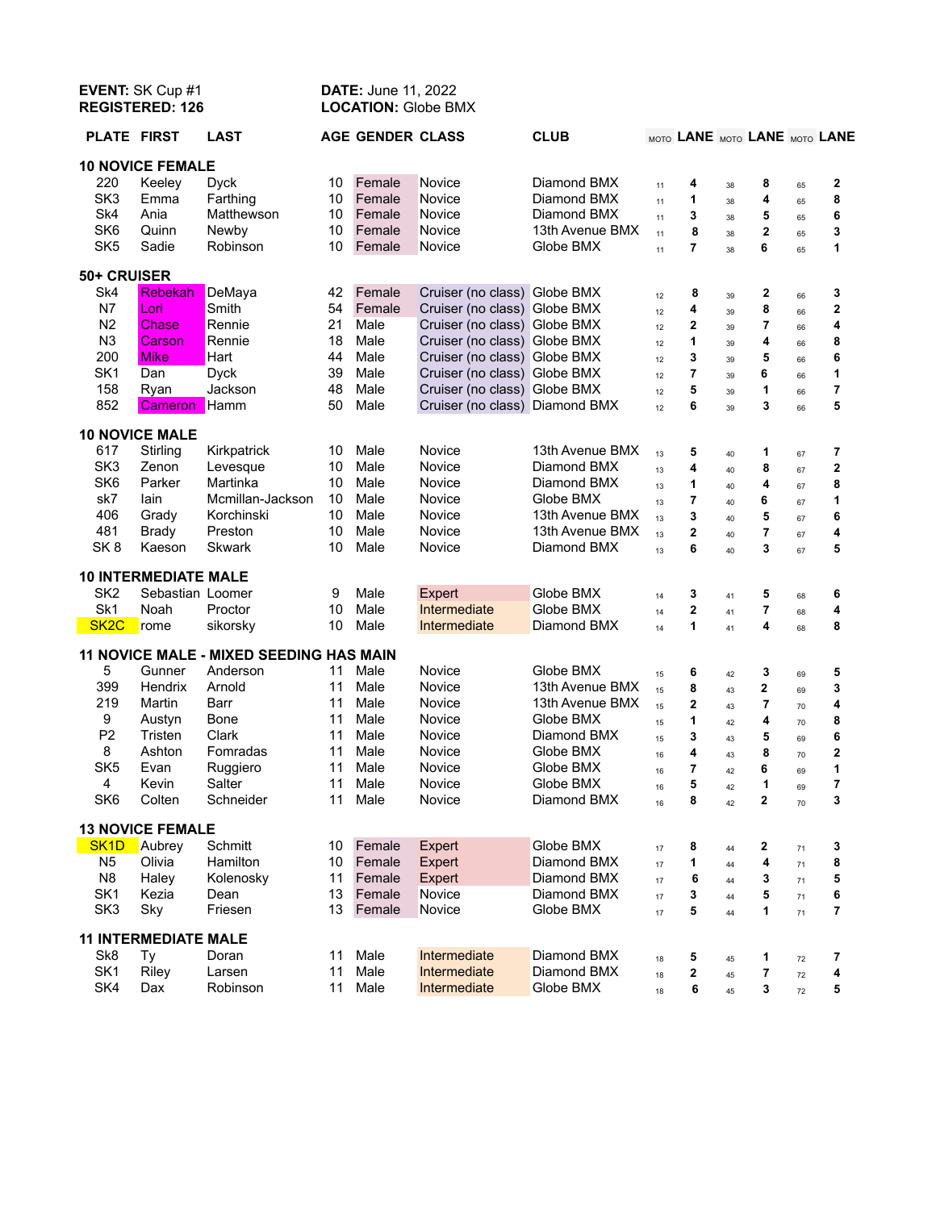**EVENT:** SK Cup #1 **DATE:** June 11, 2022
**REGISTERED:** 126 **LOCATION:** Globe BMX

| PLATE | FIRST | LAST | AGE | GENDER | CLASS | CLUB | MOTO | LANE | MOTO | LANE | MOTO | LANE |
|---|---|---|---|---|---|---|---|---|---|---|---|---|
| **10 NOVICE FEMALE** | | | | | | | | | | | | |
| 220 | Keeley | Dyck | 10 | Female | Novice | Diamond BMX | 11 | **4** | 38 | **8** | 65 | **2** |
| SK3 | Emma | Farthing | 10 | Female | Novice | Diamond BMX | 11 | **1** | 38 | **4** | 65 | **8** |
| Sk4 | Ania | Matthewson | 10 | Female | Novice | Diamond BMX | 11 | **3** | 38 | **5** | 65 | **6** |
| SK6 | Quinn | Newby | 10 | Female | Novice | 13th Avenue BMX | 11 | **8** | 38 | **2** | 65 | **3** |
| SK5 | Sadie | Robinson | 10 | Female | Novice | Globe BMX | 11 | **7** | 38 | **6** | 65 | **1** |
| **50+ CRUISER** | | | | | | | | | | | | |
| Sk4 | Rebekah | DeMaya | 42 | Female | Cruiser (no class) | Globe BMX | 12 | **8** | 39 | **2** | 66 | **3** |
| N7 | Lori | Smith | 54 | Female | Cruiser (no class) | Globe BMX | 12 | **4** | 39 | **8** | 66 | **2** |
| N2 | Chase | Rennie | 21 | Male | Cruiser (no class) | Globe BMX | 12 | **2** | 39 | **7** | 66 | **4** |
| N3 | Carson | Rennie | 18 | Male | Cruiser (no class) | Globe BMX | 12 | **1** | 39 | **4** | 66 | **8** |
| 200 | Mike | Hart | 44 | Male | Cruiser (no class) | Globe BMX | 12 | **3** | 39 | **5** | 66 | **6** |
| SK1 | Dan | Dyck | 39 | Male | Cruiser (no class) | Globe BMX | 12 | **7** | 39 | **6** | 66 | **1** |
| 158 | Ryan | Jackson | 48 | Male | Cruiser (no class) | Globe BMX | 12 | **5** | 39 | **1** | 66 | **7** |
| 852 | Cameron | Hamm | 50 | Male | Cruiser (no class) | Diamond BMX | 12 | **6** | 39 | **3** | 66 | **5** |
| **10 NOVICE MALE** | | | | | | | | | | | | |
| 617 | Stirling | Kirkpatrick | 10 | Male | Novice | 13th Avenue BMX | 13 | **5** | 40 | **1** | 67 | **7** |
| SK3 | Zenon | Levesque | 10 | Male | Novice | Diamond BMX | 13 | **4** | 40 | **8** | 67 | **2** |
| SK6 | Parker | Martinka | 10 | Male | Novice | Diamond BMX | 13 | **1** | 40 | **4** | 67 | **8** |
| sk7 | Iain | Mcmillan-Jackson | 10 | Male | Novice | Globe BMX | 13 | **7** | 40 | **6** | 67 | **1** |
| 406 | Grady | Korchinski | 10 | Male | Novice | 13th Avenue BMX | 13 | **3** | 40 | **5** | 67 | **6** |
| 481 | Brady | Preston | 10 | Male | Novice | 13th Avenue BMX | 13 | **2** | 40 | **7** | 67 | **4** |
| SK 8 | Kaeson | Skwark | 10 | Male | Novice | Diamond BMX | 13 | **6** | 40 | **3** | 67 | **5** |
| **10 INTERMEDIATE MALE** | | | | | | | | | | | | |
| SK2 | Sebastian | Loomer | 9 | Male | Expert | Globe BMX | 14 | **3** | 41 | **5** | 68 | **6** |
| Sk1 | Noah | Proctor | 10 | Male | Intermediate | Globe BMX | 14 | **2** | 41 | **7** | 68 | **4** |
| SK2C | rome | sikorsky | 10 | Male | Intermediate | Diamond BMX | 14 | **1** | 41 | **4** | 68 | **8** |
| **11 NOVICE MALE - MIXED SEEDING HAS MAIN** | | | | | | | | | | | | |
| 5 | Gunner | Anderson | 11 | Male | Novice | Globe BMX | 15 | **6** | 42 | **3** | 69 | **5** |
| 399 | Hendrix | Arnold | 11 | Male | Novice | 13th Avenue BMX | 15 | **8** | 43 | **2** | 69 | **3** |
| 219 | Martin | Barr | 11 | Male | Novice | 13th Avenue BMX | 15 | **2** | 43 | **7** | 70 | **4** |
| 9 | Austyn | Bone | 11 | Male | Novice | Globe BMX | 15 | **1** | 42 | **4** | 70 | **8** |
| P2 | Tristen | Clark | 11 | Male | Novice | Diamond BMX | 15 | **3** | 43 | **5** | 69 | **6** |
| 8 | Ashton | Fomradas | 11 | Male | Novice | Globe BMX | 16 | **4** | 43 | **8** | 70 | **2** |
| SK5 | Evan | Ruggiero | 11 | Male | Novice | Globe BMX | 16 | **7** | 42 | **6** | 69 | **1** |
| 4 | Kevin | Salter | 11 | Male | Novice | Globe BMX | 16 | **5** | 42 | **1** | 69 | **7** |
| SK6 | Colten | Schneider | 11 | Male | Novice | Diamond BMX | 16 | **8** | 42 | **2** | 70 | **3** |
| **13 NOVICE FEMALE** | | | | | | | | | | | | |
| SK1D | Aubrey | Schmitt | 10 | Female | Expert | Globe BMX | 17 | **8** | 44 | **2** | 71 | **3** |
| N5 | Olivia | Hamilton | 10 | Female | Expert | Diamond BMX | 17 | **1** | 44 | **4** | 71 | **8** |
| N8 | Haley | Kolenosky | 11 | Female | Expert | Diamond BMX | 17 | **6** | 44 | **3** | 71 | **5** |
| SK1 | Kezia | Dean | 13 | Female | Novice | Diamond BMX | 17 | **3** | 44 | **5** | 71 | **6** |
| SK3 | Sky | Friesen | 13 | Female | Novice | Globe BMX | 17 | **5** | 44 | **1** | 71 | **7** |
| **11 INTERMEDIATE MALE** | | | | | | | | | | | | |
| Sk8 | Ty | Doran | 11 | Male | Intermediate | Diamond BMX | 18 | **5** | 45 | **1** | 72 | **7** |
| SK1 | Riley | Larsen | 11 | Male | Intermediate | Diamond BMX | 18 | **2** | 45 | **7** | 72 | **4** |
| SK4 | Dax | Robinson | 11 | Male | Intermediate | Globe BMX | 18 | **6** | 45 | **3** | 72 | **5** |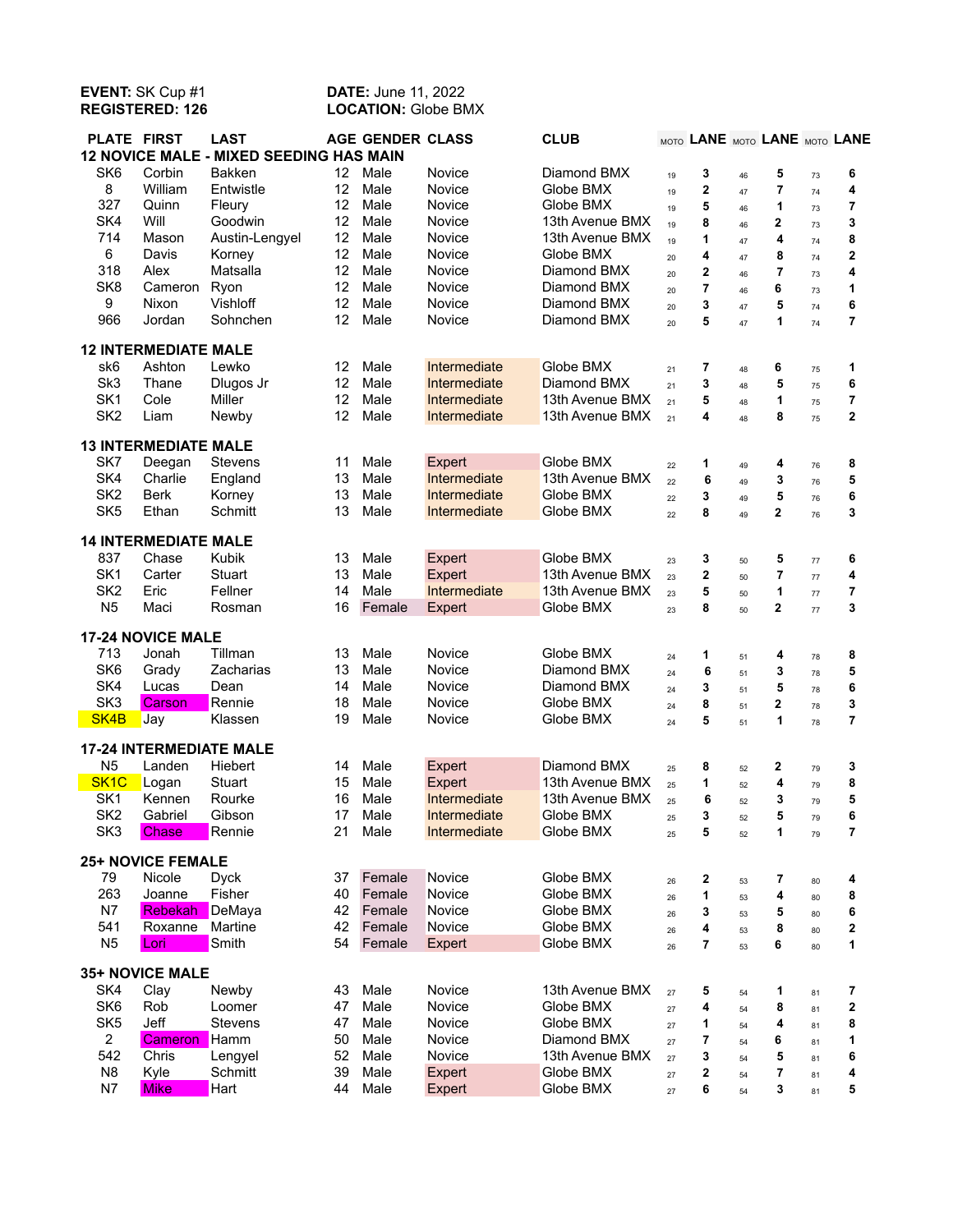**EVENT:** SK Cup #1
**REGISTERED:** 126

**DATE:** June 11, 2022
**LOCATION:** Globe BMX

| PLATE | FIRST | LAST | AGE | GENDER | CLASS | CLUB | MOTO | LANE | MOTO | LANE | MOTO | LANE |
|---|---|---|---|---|---|---|---|---|---|---|---|---|
| **12 NOVICE MALE - MIXED SEEDING HAS MAIN** | | | | | | | | | | | | |
| SK6 | Corbin | Bakken | 12 | Male | Novice | Diamond BMX | 19 | 3 | 46 | 5 | 73 | 6 |
| 8 | William | Entwistle | 12 | Male | Novice | Globe BMX | 19 | 2 | 47 | 7 | 74 | 4 |
| 327 | Quinn | Fleury | 12 | Male | Novice | Globe BMX | 19 | 5 | 46 | 1 | 73 | 7 |
| SK4 | Will | Goodwin | 12 | Male | Novice | 13th Avenue BMX | 19 | 8 | 46 | 2 | 73 | 3 |
| 714 | Mason | Austin-Lengyel | 12 | Male | Novice | 13th Avenue BMX | 19 | 1 | 47 | 4 | 74 | 8 |
| 6 | Davis | Korney | 12 | Male | Novice | Globe BMX | 20 | 4 | 47 | 8 | 74 | 2 |
| 318 | Alex | Matsalla | 12 | Male | Novice | Diamond BMX | 20 | 2 | 46 | 7 | 73 | 4 |
| SK8 | Cameron | Ryon | 12 | Male | Novice | Diamond BMX | 20 | 7 | 46 | 6 | 73 | 1 |
| 9 | Nixon | Vishloff | 12 | Male | Novice | Diamond BMX | 20 | 3 | 47 | 5 | 74 | 6 |
| 966 | Jordan | Sohnchen | 12 | Male | Novice | Diamond BMX | 20 | 5 | 47 | 1 | 74 | 7 |
| **12 INTERMEDIATE MALE** | | | | | | | | | | | | |
| sk6 | Ashton | Lewko | 12 | Male | Intermediate | Globe BMX | 21 | 7 | 48 | 6 | 75 | 1 |
| Sk3 | Thane | Dlugos Jr | 12 | Male | Intermediate | Diamond BMX | 21 | 3 | 48 | 5 | 75 | 6 |
| SK1 | Cole | Miller | 12 | Male | Intermediate | 13th Avenue BMX | 21 | 5 | 48 | 1 | 75 | 7 |
| SK2 | Liam | Newby | 12 | Male | Intermediate | 13th Avenue BMX | 21 | 4 | 48 | 8 | 75 | 2 |
| **13 INTERMEDIATE MALE** | | | | | | | | | | | | |
| SK7 | Deegan | Stevens | 11 | Male | Expert | Globe BMX | 22 | 1 | 49 | 4 | 76 | 8 |
| SK4 | Charlie | England | 13 | Male | Intermediate | 13th Avenue BMX | 22 | 6 | 49 | 3 | 76 | 5 |
| SK2 | Berk | Korney | 13 | Male | Intermediate | Globe BMX | 22 | 3 | 49 | 5 | 76 | 6 |
| SK5 | Ethan | Schmitt | 13 | Male | Intermediate | Globe BMX | 22 | 8 | 49 | 2 | 76 | 3 |
| **14 INTERMEDIATE MALE** | | | | | | | | | | | | |
| 837 | Chase | Kubik | 13 | Male | Expert | Globe BMX | 23 | 3 | 50 | 5 | 77 | 6 |
| SK1 | Carter | Stuart | 13 | Male | Expert | 13th Avenue BMX | 23 | 2 | 50 | 7 | 77 | 4 |
| SK2 | Eric | Fellner | 14 | Male | Intermediate | 13th Avenue BMX | 23 | 5 | 50 | 1 | 77 | 7 |
| N5 | Maci | Rosman | 16 | Female | Expert | Globe BMX | 23 | 8 | 50 | 2 | 77 | 3 |
| **17-24 NOVICE MALE** | | | | | | | | | | | | |
| 713 | Jonah | Tillman | 13 | Male | Novice | Globe BMX | 24 | 1 | 51 | 4 | 78 | 8 |
| SK6 | Grady | Zacharias | 13 | Male | Novice | Diamond BMX | 24 | 6 | 51 | 3 | 78 | 5 |
| SK4 | Lucas | Dean | 14 | Male | Novice | Diamond BMX | 24 | 3 | 51 | 5 | 78 | 6 |
| SK3 | Carson | Rennie | 18 | Male | Novice | Globe BMX | 24 | 8 | 51 | 2 | 78 | 3 |
| SK4B | Jay | Klassen | 19 | Male | Novice | Globe BMX | 24 | 5 | 51 | 1 | 78 | 7 |
| **17-24 INTERMEDIATE MALE** | | | | | | | | | | | | |
| N5 | Landen | Hiebert | 14 | Male | Expert | Diamond BMX | 25 | 8 | 52 | 2 | 79 | 3 |
| SK1C | Logan | Stuart | 15 | Male | Expert | 13th Avenue BMX | 25 | 1 | 52 | 4 | 79 | 8 |
| SK1 | Kennen | Rourke | 16 | Male | Intermediate | 13th Avenue BMX | 25 | 6 | 52 | 3 | 79 | 5 |
| SK2 | Gabriel | Gibson | 17 | Male | Intermediate | Globe BMX | 25 | 3 | 52 | 5 | 79 | 6 |
| SK3 | Chase | Rennie | 21 | Male | Intermediate | Globe BMX | 25 | 5 | 52 | 1 | 79 | 7 |
| **25+ NOVICE FEMALE** | | | | | | | | | | | | |
| 79 | Nicole | Dyck | 37 | Female | Novice | Globe BMX | 26 | 2 | 53 | 7 | 80 | 4 |
| 263 | Joanne | Fisher | 40 | Female | Novice | Globe BMX | 26 | 1 | 53 | 4 | 80 | 8 |
| N7 | Rebekah | DeMaya | 42 | Female | Novice | Globe BMX | 26 | 3 | 53 | 5 | 80 | 6 |
| 541 | Roxanne | Martine | 42 | Female | Novice | Globe BMX | 26 | 4 | 53 | 8 | 80 | 2 |
| N5 | Lori | Smith | 54 | Female | Expert | Globe BMX | 26 | 7 | 53 | 6 | 80 | 1 |
| **35+ NOVICE MALE** | | | | | | | | | | | | |
| SK4 | Clay | Newby | 43 | Male | Novice | 13th Avenue BMX | 27 | 5 | 54 | 1 | 81 | 7 |
| SK6 | Rob | Loomer | 47 | Male | Novice | Globe BMX | 27 | 4 | 54 | 8 | 81 | 2 |
| SK5 | Jeff | Stevens | 47 | Male | Novice | Globe BMX | 27 | 1 | 54 | 4 | 81 | 8 |
| 2 | Cameron | Hamm | 50 | Male | Novice | Diamond BMX | 27 | 7 | 54 | 6 | 81 | 1 |
| 542 | Chris | Lengyel | 52 | Male | Novice | 13th Avenue BMX | 27 | 3 | 54 | 5 | 81 | 6 |
| N8 | Kyle | Schmitt | 39 | Male | Expert | Globe BMX | 27 | 2 | 54 | 7 | 81 | 4 |
| N7 | Mike | Hart | 44 | Male | Expert | Globe BMX | 27 | 6 | 54 | 3 | 81 | 5 |